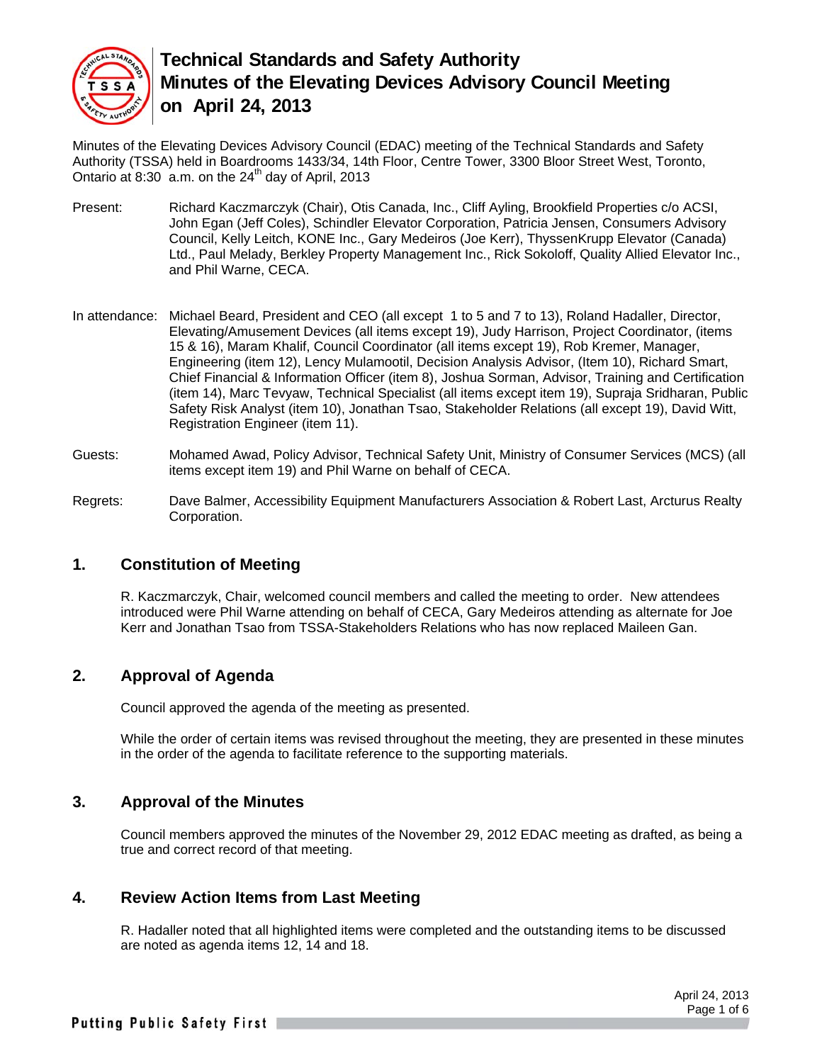# Technical Standards and Safety Authority
# Minutes of the Elevating Devices Advisory Council Meeting on April 24, 2013

Minutes of the Elevating Devices Advisory Council (EDAC) meeting of the Technical Standards and Safety Authority (TSSA) held in Boardrooms 1433/34, 14th Floor, Centre Tower, 3300 Bloor Street West, Toronto, Ontario at 8:30 a.m. on the 24th day of April, 2013

Present: Richard Kaczmarczyk (Chair), Otis Canada, Inc., Cliff Ayling, Brookfield Properties c/o ACSI, John Egan (Jeff Coles), Schindler Elevator Corporation, Patricia Jensen, Consumers Advisory Council, Kelly Leitch, KONE Inc., Gary Medeiros (Joe Kerr), ThyssenKrupp Elevator (Canada) Ltd., Paul Melady, Berkley Property Management Inc., Rick Sokoloff, Quality Allied Elevator Inc., and Phil Warne, CECA.

In attendance: Michael Beard, President and CEO (all except 1 to 5 and 7 to 13), Roland Hadaller, Director, Elevating/Amusement Devices (all items except 19), Judy Harrison, Project Coordinator, (items 15 & 16), Maram Khalif, Council Coordinator (all items except 19), Rob Kremer, Manager, Engineering (item 12), Lency Mulamootil, Decision Analysis Advisor, (Item 10), Richard Smart, Chief Financial & Information Officer (item 8), Joshua Sorman, Advisor, Training and Certification (item 14), Marc Tevyaw, Technical Specialist (all items except item 19), Supraja Sridharan, Public Safety Risk Analyst (item 10), Jonathan Tsao, Stakeholder Relations (all except 19), David Witt, Registration Engineer (item 11).

Guests: Mohamed Awad, Policy Advisor, Technical Safety Unit, Ministry of Consumer Services (MCS) (all items except item 19) and Phil Warne on behalf of CECA.

Regrets: Dave Balmer, Accessibility Equipment Manufacturers Association & Robert Last, Arcturus Realty Corporation.

## 1. Constitution of Meeting

R. Kaczmarczyk, Chair, welcomed council members and called the meeting to order. New attendees introduced were Phil Warne attending on behalf of CECA, Gary Medeiros attending as alternate for Joe Kerr and Jonathan Tsao from TSSA-Stakeholders Relations who has now replaced Maileen Gan.

## 2. Approval of Agenda

Council approved the agenda of the meeting as presented.

While the order of certain items was revised throughout the meeting, they are presented in these minutes in the order of the agenda to facilitate reference to the supporting materials.

## 3. Approval of the Minutes

Council members approved the minutes of the November 29, 2012 EDAC meeting as drafted, as being a true and correct record of that meeting.

## 4. Review Action Items from Last Meeting

R. Hadaller noted that all highlighted items were completed and the outstanding items to be discussed are noted as agenda items 12, 14 and 18.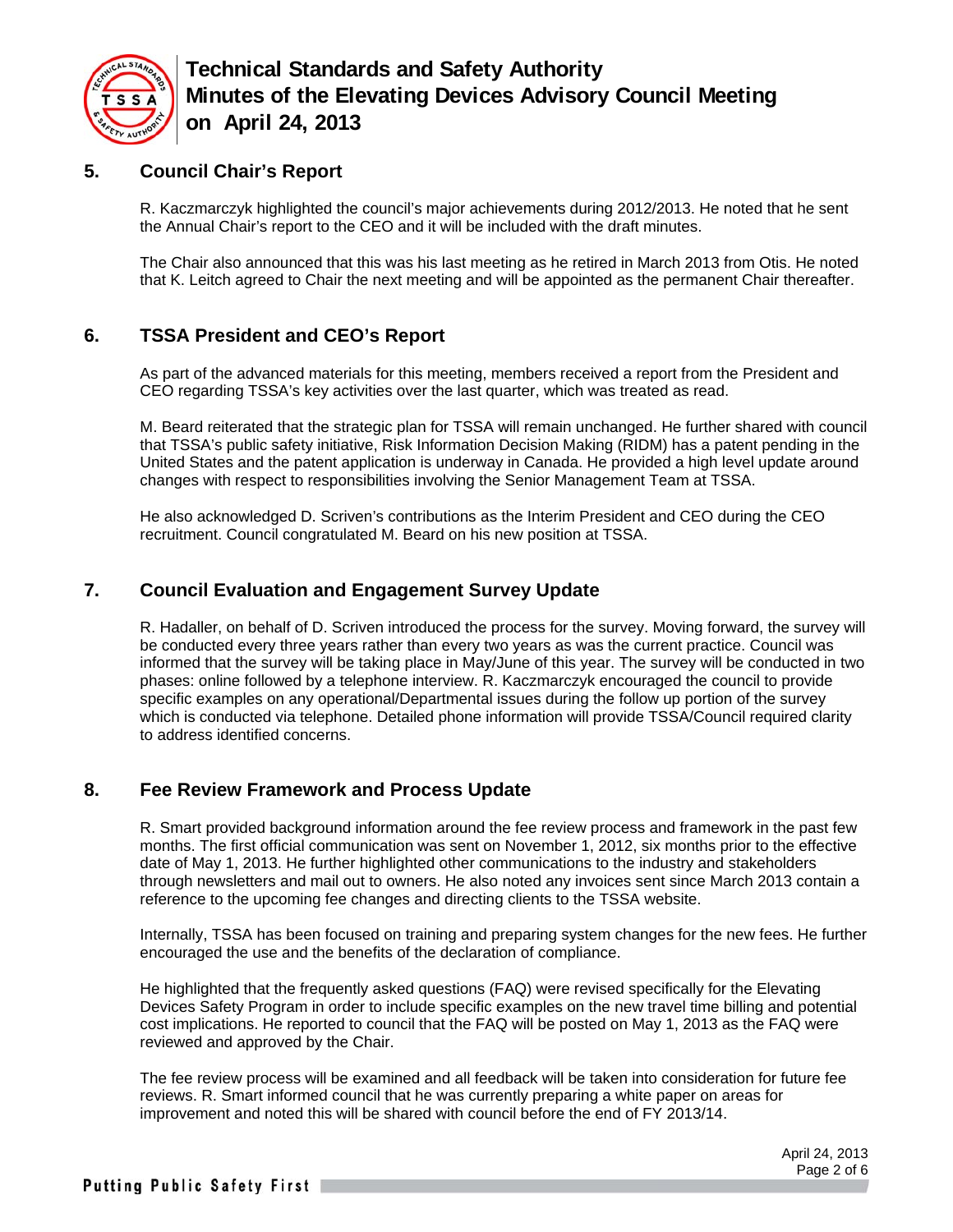## 5. Council Chair's Report

R. Kaczmarczyk highlighted the council's major achievements during 2012/2013. He noted that he sent the Annual Chair's report to the CEO and it will be included with the draft minutes.

The Chair also announced that this was his last meeting as he retired in March 2013 from Otis. He noted that K. Leitch agreed to Chair the next meeting and will be appointed as the permanent Chair thereafter.

## 6. TSSA President and CEO's Report

As part of the advanced materials for this meeting, members received a report from the President and CEO regarding TSSA's key activities over the last quarter, which was treated as read.

M. Beard reiterated that the strategic plan for TSSA will remain unchanged. He further shared with council that TSSA's public safety initiative, Risk Information Decision Making (RIDM) has a patent pending in the United States and the patent application is underway in Canada. He provided a high level update around changes with respect to responsibilities involving the Senior Management Team at TSSA.

He also acknowledged D. Scriven's contributions as the Interim President and CEO during the CEO recruitment. Council congratulated M. Beard on his new position at TSSA.

## 7. Council Evaluation and Engagement Survey Update

R. Hadaller, on behalf of D. Scriven introduced the process for the survey. Moving forward, the survey will be conducted every three years rather than every two years as was the current practice. Council was informed that the survey will be taking place in May/June of this year. The survey will be conducted in two phases: online followed by a telephone interview. R. Kaczmarczyk encouraged the council to provide specific examples on any operational/Departmental issues during the follow up portion of the survey which is conducted via telephone. Detailed phone information will provide TSSA/Council required clarity to address identified concerns.

## 8. Fee Review Framework and Process Update

R. Smart provided background information around the fee review process and framework in the past few months. The first official communication was sent on November 1, 2012, six months prior to the effective date of May 1, 2013. He further highlighted other communications to the industry and stakeholders through newsletters and mail out to owners. He also noted any invoices sent since March 2013 contain a reference to the upcoming fee changes and directing clients to the TSSA website.

Internally, TSSA has been focused on training and preparing system changes for the new fees. He further encouraged the use and the benefits of the declaration of compliance.

He highlighted that the frequently asked questions (FAQ) were revised specifically for the Elevating Devices Safety Program in order to include specific examples on the new travel time billing and potential cost implications. He reported to council that the FAQ will be posted on May 1, 2013 as the FAQ were reviewed and approved by the Chair.

The fee review process will be examined and all feedback will be taken into consideration for future fee reviews. R. Smart informed council that he was currently preparing a white paper on areas for improvement and noted this will be shared with council before the end of FY 2013/14.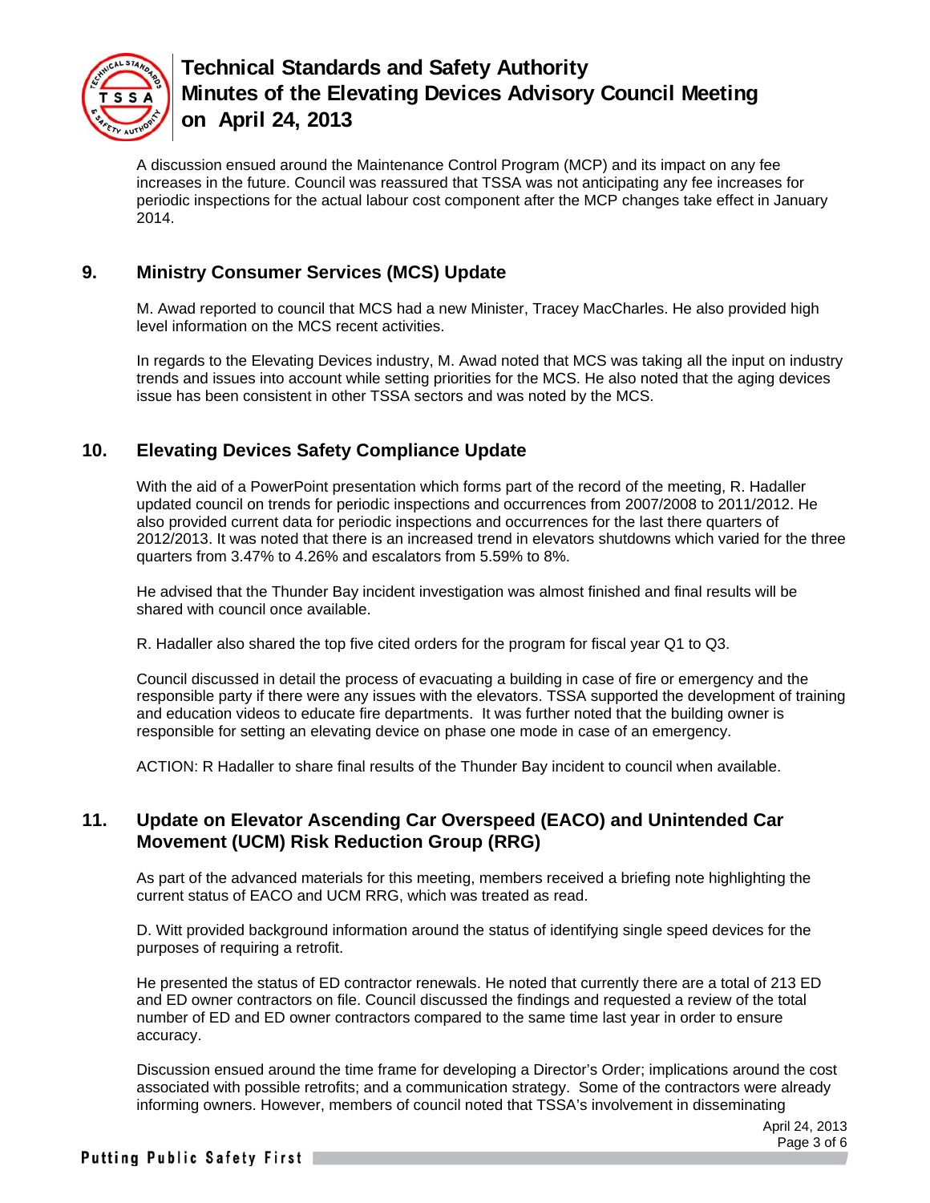A discussion ensued around the Maintenance Control Program (MCP) and its impact on any fee increases in the future. Council was reassured that TSSA was not anticipating any fee increases for periodic inspections for the actual labour cost component after the MCP changes take effect in January 2014.

## 9. Ministry Consumer Services (MCS) Update

M. Awad reported to council that MCS had a new Minister, Tracey MacCharles. He also provided high level information on the MCS recent activities.

In regards to the Elevating Devices industry, M. Awad noted that MCS was taking all the input on industry trends and issues into account while setting priorities for the MCS. He also noted that the aging devices issue has been consistent in other TSSA sectors and was noted by the MCS.

## 10. Elevating Devices Safety Compliance Update

With the aid of a PowerPoint presentation which forms part of the record of the meeting, R. Hadaller updated council on trends for periodic inspections and occurrences from 2007/2008 to 2011/2012. He also provided current data for periodic inspections and occurrences for the last there quarters of 2012/2013. It was noted that there is an increased trend in elevators shutdowns which varied for the three quarters from 3.47% to 4.26% and escalators from 5.59% to 8%.

He advised that the Thunder Bay incident investigation was almost finished and final results will be shared with council once available.

R. Hadaller also shared the top five cited orders for the program for fiscal year Q1 to Q3.

Council discussed in detail the process of evacuating a building in case of fire or emergency and the responsible party if there were any issues with the elevators. TSSA supported the development of training and education videos to educate fire departments. It was further noted that the building owner is responsible for setting an elevating device on phase one mode in case of an emergency.

ACTION: R Hadaller to share final results of the Thunder Bay incident to council when available.

## 11. Update on Elevator Ascending Car Overspeed (EACO) and Unintended Car Movement (UCM) Risk Reduction Group (RRG)

As part of the advanced materials for this meeting, members received a briefing note highlighting the current status of EACO and UCM RRG, which was treated as read.

D. Witt provided background information around the status of identifying single speed devices for the purposes of requiring a retrofit.

He presented the status of ED contractor renewals. He noted that currently there are a total of 213 ED and ED owner contractors on file. Council discussed the findings and requested a review of the total number of ED and ED owner contractors compared to the same time last year in order to ensure accuracy.

Discussion ensued around the time frame for developing a Director's Order; implications around the cost associated with possible retrofits; and a communication strategy. Some of the contractors were already informing owners. However, members of council noted that TSSA's involvement in disseminating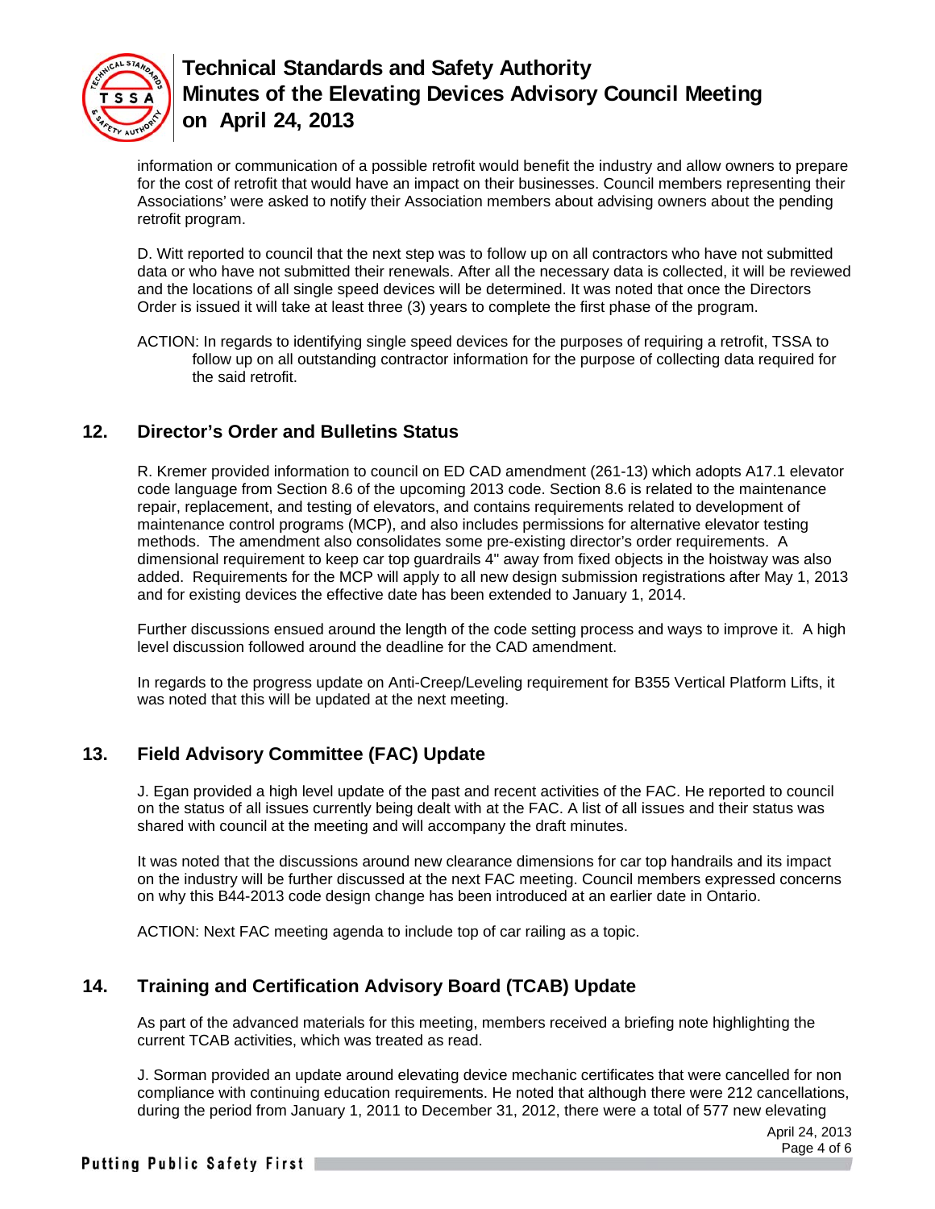information or communication of a possible retrofit would benefit the industry and allow owners to prepare for the cost of retrofit that would have an impact on their businesses. Council members representing their Associations' were asked to notify their Association members about advising owners about the pending retrofit program.

D. Witt reported to council that the next step was to follow up on all contractors who have not submitted data or who have not submitted their renewals. After all the necessary data is collected, it will be reviewed and the locations of all single speed devices will be determined. It was noted that once the Directors Order is issued it will take at least three (3) years to complete the first phase of the program.

ACTION: In regards to identifying single speed devices for the purposes of requiring a retrofit, TSSA to follow up on all outstanding contractor information for the purpose of collecting data required for the said retrofit.

## 12. Director's Order and Bulletins Status

R. Kremer provided information to council on ED CAD amendment (261-13) which adopts A17.1 elevator code language from Section 8.6 of the upcoming 2013 code. Section 8.6 is related to the maintenance repair, replacement, and testing of elevators, and contains requirements related to development of maintenance control programs (MCP), and also includes permissions for alternative elevator testing methods. The amendment also consolidates some pre-existing director's order requirements. A dimensional requirement to keep car top guardrails 4" away from fixed objects in the hoistway was also added. Requirements for the MCP will apply to all new design submission registrations after May 1, 2013 and for existing devices the effective date has been extended to January 1, 2014.

Further discussions ensued around the length of the code setting process and ways to improve it. A high level discussion followed around the deadline for the CAD amendment.

In regards to the progress update on Anti-Creep/Leveling requirement for B355 Vertical Platform Lifts, it was noted that this will be updated at the next meeting.

## 13. Field Advisory Committee (FAC) Update

J. Egan provided a high level update of the past and recent activities of the FAC. He reported to council on the status of all issues currently being dealt with at the FAC. A list of all issues and their status was shared with council at the meeting and will accompany the draft minutes.

It was noted that the discussions around new clearance dimensions for car top handrails and its impact on the industry will be further discussed at the next FAC meeting. Council members expressed concerns on why this B44-2013 code design change has been introduced at an earlier date in Ontario.

ACTION: Next FAC meeting agenda to include top of car railing as a topic.

## 14. Training and Certification Advisory Board (TCAB) Update

As part of the advanced materials for this meeting, members received a briefing note highlighting the current TCAB activities, which was treated as read.

J. Sorman provided an update around elevating device mechanic certificates that were cancelled for non compliance with continuing education requirements. He noted that although there were 212 cancellations, during the period from January 1, 2011 to December 31, 2012, there were a total of 577 new elevating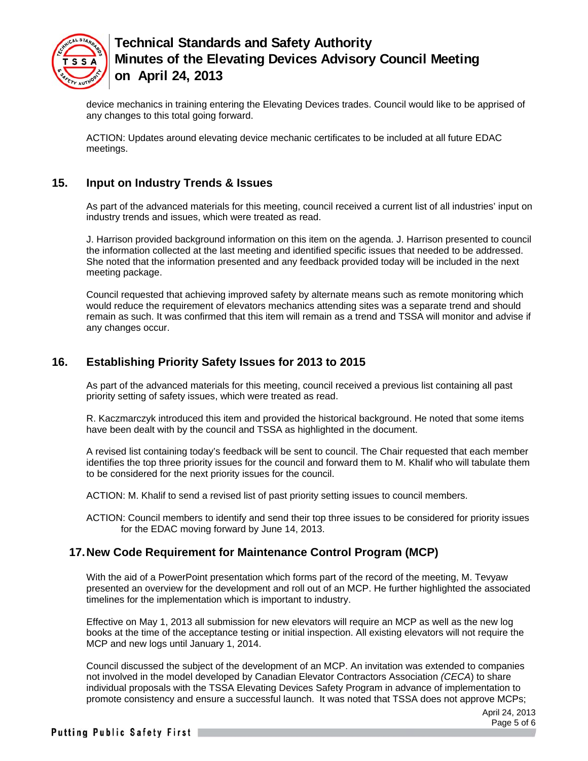device mechanics in training entering the Elevating Devices trades. Council would like to be apprised of any changes to this total going forward.

ACTION: Updates around elevating device mechanic certificates to be included at all future EDAC meetings.

## 15. Input on Industry Trends & Issues

As part of the advanced materials for this meeting, council received a current list of all industries' input on industry trends and issues, which were treated as read.

J. Harrison provided background information on this item on the agenda. J. Harrison presented to council the information collected at the last meeting and identified specific issues that needed to be addressed. She noted that the information presented and any feedback provided today will be included in the next meeting package.

Council requested that achieving improved safety by alternate means such as remote monitoring which would reduce the requirement of elevators mechanics attending sites was a separate trend and should remain as such. It was confirmed that this item will remain as a trend and TSSA will monitor and advise if any changes occur.

## 16. Establishing Priority Safety Issues for 2013 to 2015

As part of the advanced materials for this meeting, council received a previous list containing all past priority setting of safety issues, which were treated as read.

R. Kaczmarczyk introduced this item and provided the historical background. He noted that some items have been dealt with by the council and TSSA as highlighted in the document.

A revised list containing today's feedback will be sent to council. The Chair requested that each member identifies the top three priority issues for the council and forward them to M. Khalif who will tabulate them to be considered for the next priority issues for the council.

ACTION: M. Khalif to send a revised list of past priority setting issues to council members.

ACTION: Council members to identify and send their top three issues to be considered for priority issues for the EDAC moving forward by June 14, 2013.

## 17. New Code Requirement for Maintenance Control Program (MCP)

With the aid of a PowerPoint presentation which forms part of the record of the meeting, M. Tevyaw presented an overview for the development and roll out of an MCP. He further highlighted the associated timelines for the implementation which is important to industry.

Effective on May 1, 2013 all submission for new elevators will require an MCP as well as the new log books at the time of the acceptance testing or initial inspection. All existing elevators will not require the MCP and new logs until January 1, 2014.

Council discussed the subject of the development of an MCP. An invitation was extended to companies not involved in the model developed by Canadian Elevator Contractors Association *(CECA)* to share individual proposals with the TSSA Elevating Devices Safety Program in advance of implementation to promote consistency and ensure a successful launch. It was noted that TSSA does not approve MCPs;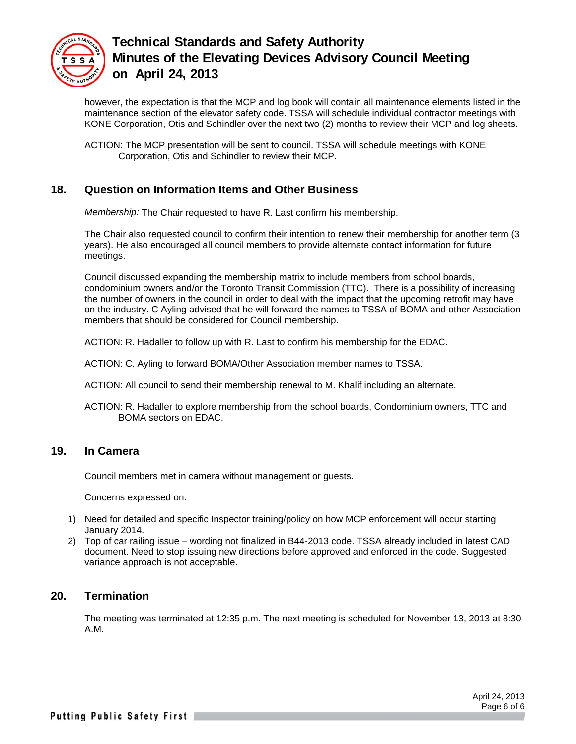however, the expectation is that the MCP and log book will contain all maintenance elements listed in the maintenance section of the elevator safety code. TSSA will schedule individual contractor meetings with KONE Corporation, Otis and Schindler over the next two (2) months to review their MCP and log sheets.

ACTION: The MCP presentation will be sent to council. TSSA will schedule meetings with KONE Corporation, Otis and Schindler to review their MCP.

## 18. Question on Information Items and Other Business

*Membership:* The Chair requested to have R. Last confirm his membership.

The Chair also requested council to confirm their intention to renew their membership for another term (3 years). He also encouraged all council members to provide alternate contact information for future meetings.

Council discussed expanding the membership matrix to include members from school boards, condominium owners and/or the Toronto Transit Commission (TTC). There is a possibility of increasing the number of owners in the council in order to deal with the impact that the upcoming retrofit may have on the industry. C Ayling advised that he will forward the names to TSSA of BOMA and other Association members that should be considered for Council membership.

ACTION: R. Hadaller to follow up with R. Last to confirm his membership for the EDAC.

ACTION: C. Ayling to forward BOMA/Other Association member names to TSSA.

ACTION: All council to send their membership renewal to M. Khalif including an alternate.

ACTION: R. Hadaller to explore membership from the school boards, Condominium owners, TTC and BOMA sectors on EDAC.

## 19. In Camera

Council members met in camera without management or guests.

Concerns expressed on:

1) Need for detailed and specific Inspector training/policy on how MCP enforcement will occur starting January 2014.
2) Top of car railing issue – wording not finalized in B44-2013 code. TSSA already included in latest CAD document. Need to stop issuing new directions before approved and enforced in the code. Suggested variance approach is not acceptable.

## 20. Termination

The meeting was terminated at 12:35 p.m. The next meeting is scheduled for November 13, 2013 at 8:30 A.M.